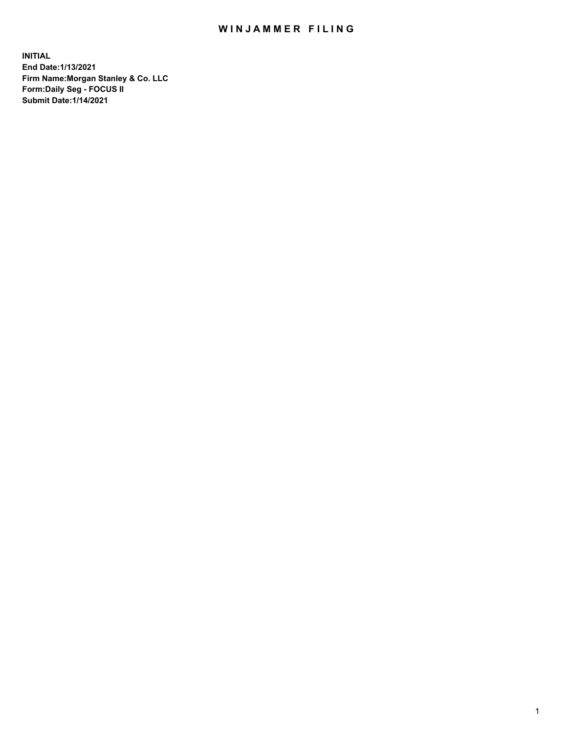# WINJAMMER FILING

**INITIAL**
**End Date:1/13/2021**
**Firm Name:Morgan Stanley & Co. LLC**
**Form:Daily Seg - FOCUS II**
**Submit Date:1/14/2021**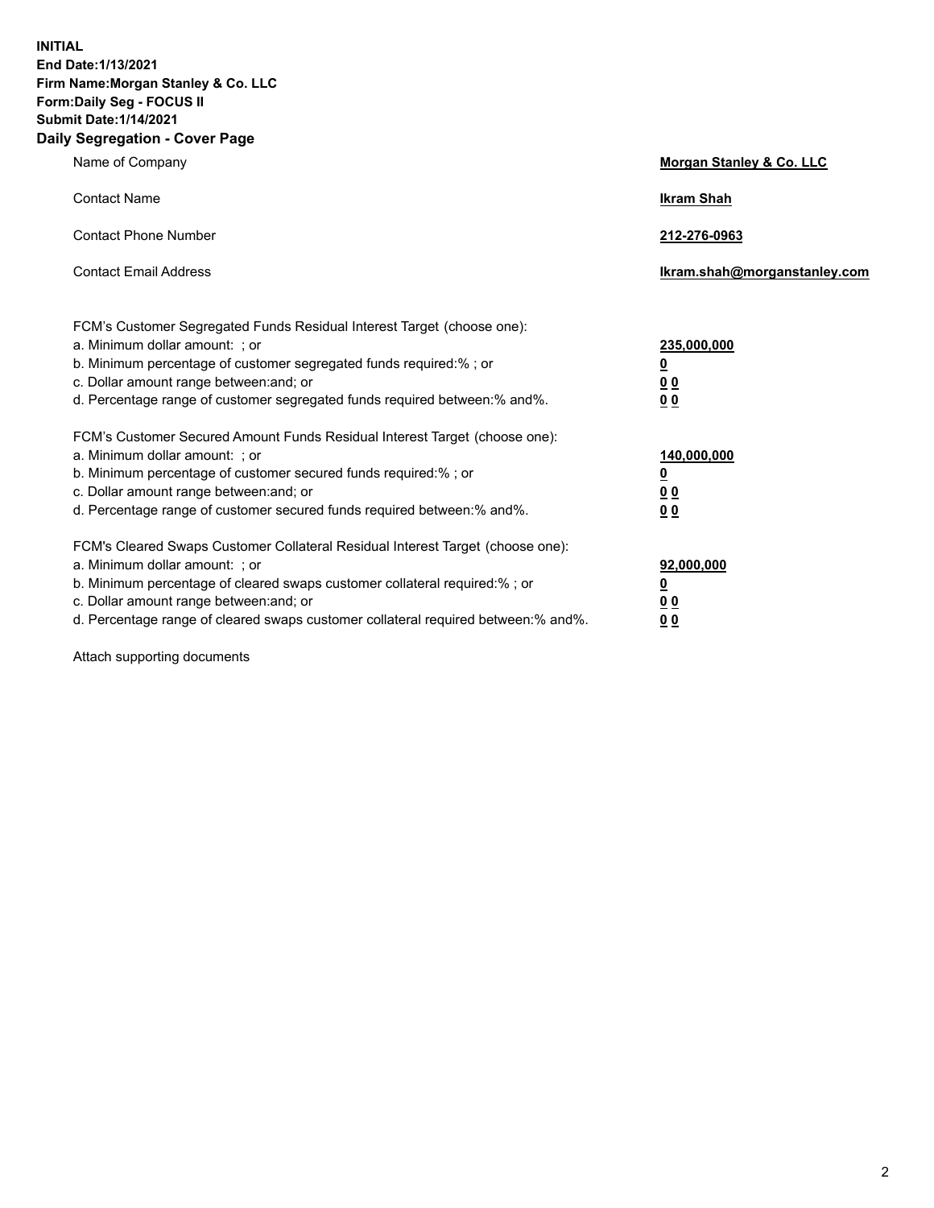**INITIAL**
**End Date:1/13/2021**
**Firm Name:Morgan Stanley & Co. LLC**
**Form:Daily Seg - FOCUS II**
**Submit Date:1/14/2021**

## Daily Segregation - Cover Page

| | |
|---|---|
| Name of Company | **Morgan Stanley & Co. LLC** |
| Contact Name | **Ikram Shah** |
| Contact Phone Number | **212-276-0963** |
| Contact Email Address | **Ikram.shah@morganstanley.com** |

| | |
|---|---|
| FCM's Customer Segregated Funds Residual Interest Target (choose one): | |
| a. Minimum dollar amount: ; or | **235,000,000** |
| b. Minimum percentage of customer segregated funds required:% ; or | **0** |
| c. Dollar amount range between:and; or | **0 0** |
| d. Percentage range of customer segregated funds required between:% and%. | **0 0** |
| FCM's Customer Secured Amount Funds Residual Interest Target (choose one): | |
| a. Minimum dollar amount: ; or | **140,000,000** |
| b. Minimum percentage of customer secured funds required:% ; or | **0** |
| c. Dollar amount range between:and; or | **0 0** |
| d. Percentage range of customer secured funds required between:% and%. | **0 0** |
| FCM's Cleared Swaps Customer Collateral Residual Interest Target (choose one): | |
| a. Minimum dollar amount: ; or | **92,000,000** |
| b. Minimum percentage of cleared swaps customer collateral required:% ; or | **0** |
| c. Dollar amount range between:and; or | **0 0** |
| d. Percentage range of cleared swaps customer collateral required between:% and%. | **0 0** |

Attach supporting documents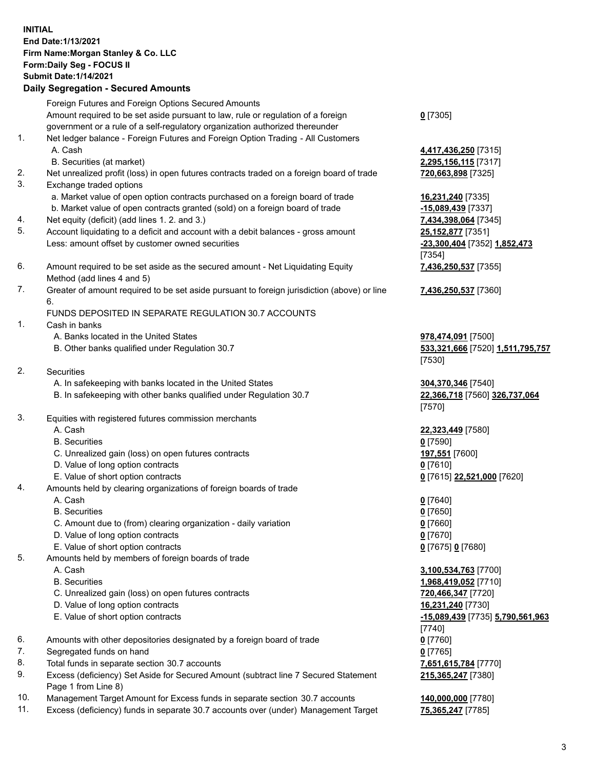**INITIAL**
**End Date:1/13/2021**
**Firm Name:Morgan Stanley & Co. LLC**
**Form:Daily Seg - FOCUS II**
**Submit Date:1/14/2021**

## Daily Segregation - Secured Amounts

| | | |
|---|---|---|
| | Foreign Futures and Foreign Options Secured Amounts | |
| | Amount required to be set aside pursuant to law, rule or regulation of a foreign government or a rule of a self-regulatory organization authorized thereunder | **0** [7305] |
| 1. | Net ledger balance - Foreign Futures and Foreign Option Trading - All Customers | |
| | A. Cash | **4,417,436,250** [7315] |
| | B. Securities (at market) | **2,295,156,115** [7317] |
| 2. | Net unrealized profit (loss) in open futures contracts traded on a foreign board of trade | **720,663,898** [7325] |
| 3. | Exchange traded options | |
| | a. Market value of open option contracts purchased on a foreign board of trade | **16,231,240** [7335] |
| | b. Market value of open contracts granted (sold) on a foreign board of trade | **-15,089,439** [7337] |
| 4. | Net equity (deficit) (add lines 1. 2. and 3.) | **7,434,398,064** [7345] |
| 5. | Account liquidating to a deficit and account with a debit balances - gross amount | **25,152,877** [7351] |
| | Less: amount offset by customer owned securities | **-23,300,404** [7352] **1,852,473** [7354] |
| 6. | Amount required to be set aside as the secured amount - Net Liquidating Equity Method (add lines 4 and 5) | **7,436,250,537** [7355] |
| 7. | Greater of amount required to be set aside pursuant to foreign jurisdiction (above) or line 6. | **7,436,250,537** [7360] |
| | FUNDS DEPOSITED IN SEPARATE REGULATION 30.7 ACCOUNTS | |
| 1. | Cash in banks | |
| | A. Banks located in the United States | **978,474,091** [7500] |
| | B. Other banks qualified under Regulation 30.7 | **533,321,666** [7520] **1,511,795,757** [7530] |
| 2. | Securities | |
| | A. In safekeeping with banks located in the United States | **304,370,346** [7540] |
| | B. In safekeeping with other banks qualified under Regulation 30.7 | **22,366,718** [7560] **326,737,064** [7570] |
| 3. | Equities with registered futures commission merchants | |
| | A. Cash | **22,323,449** [7580] |
| | B. Securities | **0** [7590] |
| | C. Unrealized gain (loss) on open futures contracts | **197,551** [7600] |
| | D. Value of long option contracts | **0** [7610] |
| | E. Value of short option contracts | **0** [7615] **22,521,000** [7620] |
| 4. | Amounts held by clearing organizations of foreign boards of trade | |
| | A. Cash | **0** [7640] |
| | B. Securities | **0** [7650] |
| | C. Amount due to (from) clearing organization - daily variation | **0** [7660] |
| | D. Value of long option contracts | **0** [7670] |
| | E. Value of short option contracts | **0** [7675] **0** [7680] |
| 5. | Amounts held by members of foreign boards of trade | |
| | A. Cash | **3,100,534,763** [7700] |
| | B. Securities | **1,968,419,052** [7710] |
| | C. Unrealized gain (loss) on open futures contracts | **720,466,347** [7720] |
| | D. Value of long option contracts | **16,231,240** [7730] |
| | E. Value of short option contracts | **-15,089,439** [7735] **5,790,561,963** [7740] |
| 6. | Amounts with other depositories designated by a foreign board of trade | **0** [7760] |
| 7. | Segregated funds on hand | **0** [7765] |
| 8. | Total funds in separate section 30.7 accounts | **7,651,615,784** [7770] |
| 9. | Excess (deficiency) Set Aside for Secured Amount (subtract line 7 Secured Statement Page 1 from Line 8) | **215,365,247** [7380] |
| 10. | Management Target Amount for Excess funds in separate section 30.7 accounts | **140,000,000** [7780] |
| 11. | Excess (deficiency) funds in separate 30.7 accounts over (under) Management Target | **75,365,247** [7785] |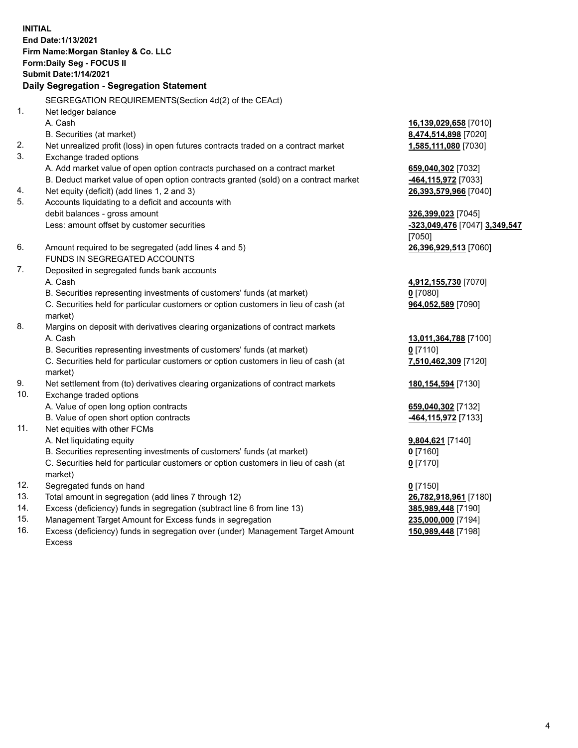**INITIAL**
**End Date:1/13/2021**
**Firm Name:Morgan Stanley & Co. LLC**
**Form:Daily Seg - FOCUS II**
**Submit Date:1/14/2021**

## Daily Segregation - Segregation Statement

SEGREGATION REQUIREMENTS(Section 4d(2) of the CEAct)

| | | |
|---|---|---|
| 1. | Net ledger balance | |
| | A. Cash | **16,139,029,658** [7010] |
| | B. Securities (at market) | **8,474,514,898** [7020] |
| 2. | Net unrealized profit (loss) in open futures contracts traded on a contract market | **1,585,111,080** [7030] |
| 3. | Exchange traded options | |
| | A. Add market value of open option contracts purchased on a contract market | **659,040,302** [7032] |
| | B. Deduct market value of open option contracts granted (sold) on a contract market | **-464,115,972** [7033] |
| 4. | Net equity (deficit) (add lines 1, 2 and 3) | **26,393,579,966** [7040] |
| 5. | Accounts liquidating to a deficit and accounts with debit balances - gross amount | **326,399,023** [7045] |
| | Less: amount offset by customer securities | **-323,049,476** [7047] **3,349,547** [7050] |
| 6. | Amount required to be segregated (add lines 4 and 5) | **26,396,929,513** [7060] |
| | FUNDS IN SEGREGATED ACCOUNTS | |
| 7. | Deposited in segregated funds bank accounts | |
| | A. Cash | **4,912,155,730** [7070] |
| | B. Securities representing investments of customers' funds (at market) | **0** [7080] |
| | C. Securities held for particular customers or option customers in lieu of cash (at market) | **964,052,589** [7090] |
| 8. | Margins on deposit with derivatives clearing organizations of contract markets | |
| | A. Cash | **13,011,364,788** [7100] |
| | B. Securities representing investments of customers' funds (at market) | **0** [7110] |
| | C. Securities held for particular customers or option customers in lieu of cash (at market) | **7,510,462,309** [7120] |
| 9. | Net settlement from (to) derivatives clearing organizations of contract markets | **180,154,594** [7130] |
| 10. | Exchange traded options | |
| | A. Value of open long option contracts | **659,040,302** [7132] |
| | B. Value of open short option contracts | **-464,115,972** [7133] |
| 11. | Net equities with other FCMs | |
| | A. Net liquidating equity | **9,804,621** [7140] |
| | B. Securities representing investments of customers' funds (at market) | **0** [7160] |
| | C. Securities held for particular customers or option customers in lieu of cash (at market) | **0** [7170] |
| 12. | Segregated funds on hand | **0** [7150] |
| 13. | Total amount in segregation (add lines 7 through 12) | **26,782,918,961** [7180] |
| 14. | Excess (deficiency) funds in segregation (subtract line 6 from line 13) | **385,989,448** [7190] |
| 15. | Management Target Amount for Excess funds in segregation | **235,000,000** [7194] |
| 16. | Excess (deficiency) funds in segregation over (under) Management Target Amount Excess | **150,989,448** [7198] |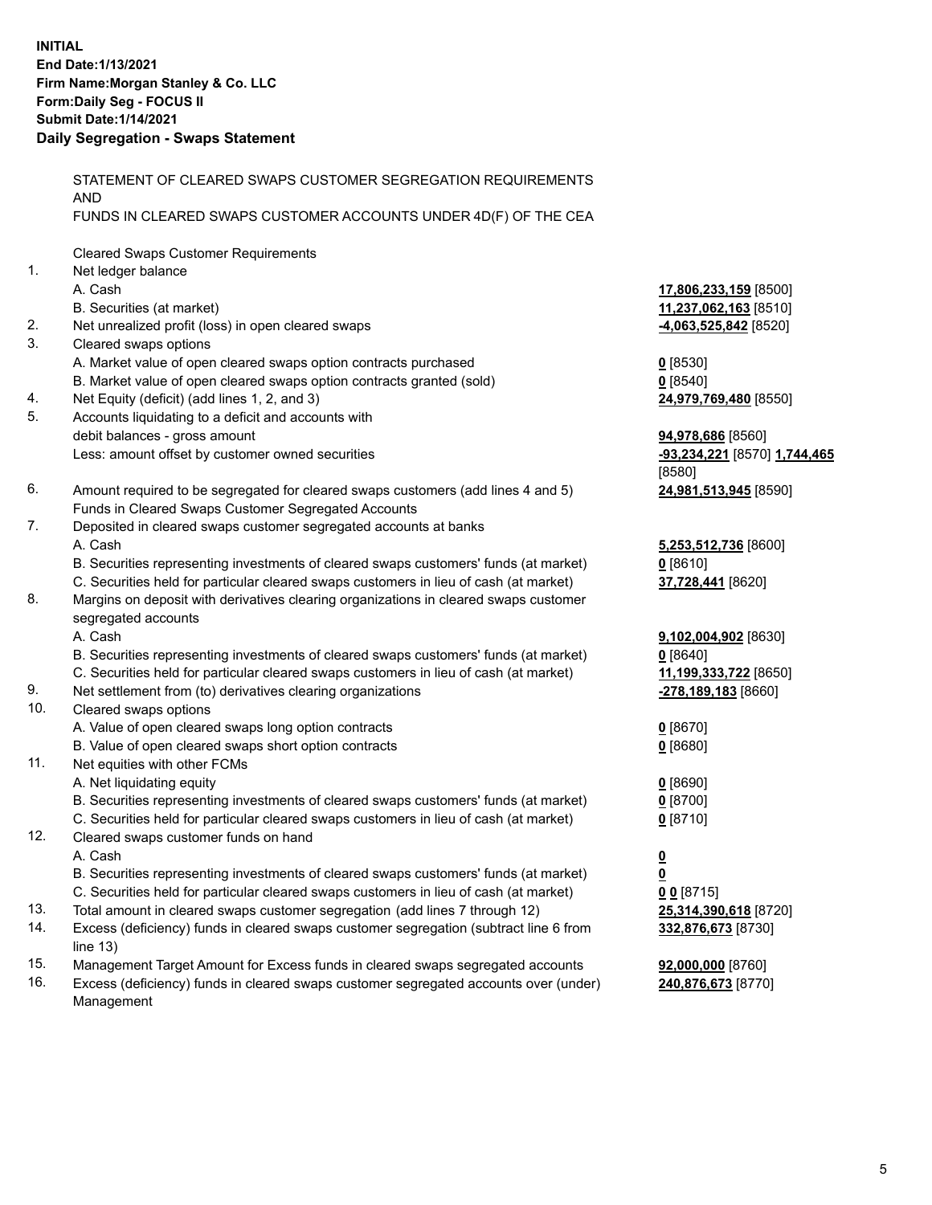**INITIAL**
**End Date:1/13/2021**
**Firm Name:Morgan Stanley & Co. LLC**
**Form:Daily Seg - FOCUS II**
**Submit Date:1/14/2021**
**Daily Segregation - Swaps Statement**

STATEMENT OF CLEARED SWAPS CUSTOMER SEGREGATION REQUIREMENTS AND
FUNDS IN CLEARED SWAPS CUSTOMER ACCOUNTS UNDER 4D(F) OF THE CEA

| | | |
|---|---|---|
| | Cleared Swaps Customer Requirements | |
| 1. | Net ledger balance | |
| | A. Cash | **17,806,233,159** [8500] |
| | B. Securities (at market) | **11,237,062,163** [8510] |
| 2. | Net unrealized profit (loss) in open cleared swaps | **-4,063,525,842** [8520] |
| 3. | Cleared swaps options | |
| | A. Market value of open cleared swaps option contracts purchased | **0** [8530] |
| | B. Market value of open cleared swaps option contracts granted (sold) | **0** [8540] |
| 4. | Net Equity (deficit) (add lines 1, 2, and 3) | **24,979,769,480** [8550] |
| 5. | Accounts liquidating to a deficit and accounts with | |
| | debit balances - gross amount | **94,978,686** [8560] |
| | Less: amount offset by customer owned securities | **-93,234,221** [8570] **1,744,465** [8580] |
| 6. | Amount required to be segregated for cleared swaps customers (add lines 4 and 5) | **24,981,513,945** [8590] |
| | Funds in Cleared Swaps Customer Segregated Accounts | |
| 7. | Deposited in cleared swaps customer segregated accounts at banks | |
| | A. Cash | **5,253,512,736** [8600] |
| | B. Securities representing investments of cleared swaps customers' funds (at market) | **0** [8610] |
| | C. Securities held for particular cleared swaps customers in lieu of cash (at market) | **37,728,441** [8620] |
| 8. | Margins on deposit with derivatives clearing organizations in cleared swaps customer segregated accounts | |
| | A. Cash | **9,102,004,902** [8630] |
| | B. Securities representing investments of cleared swaps customers' funds (at market) | **0** [8640] |
| | C. Securities held for particular cleared swaps customers in lieu of cash (at market) | **11,199,333,722** [8650] |
| 9. | Net settlement from (to) derivatives clearing organizations | **-278,189,183** [8660] |
| 10. | Cleared swaps options | |
| | A. Value of open cleared swaps long option contracts | **0** [8670] |
| | B. Value of open cleared swaps short option contracts | **0** [8680] |
| 11. | Net equities with other FCMs | |
| | A. Net liquidating equity | **0** [8690] |
| | B. Securities representing investments of cleared swaps customers' funds (at market) | **0** [8700] |
| | C. Securities held for particular cleared swaps customers in lieu of cash (at market) | **0** [8710] |
| 12. | Cleared swaps customer funds on hand | |
| | A. Cash | **0** |
| | B. Securities representing investments of cleared swaps customers' funds (at market) | **0** |
| | C. Securities held for particular cleared swaps customers in lieu of cash (at market) | **0** **0** [8715] |
| 13. | Total amount in cleared swaps customer segregation (add lines 7 through 12) | **25,314,390,618** [8720] |
| 14. | Excess (deficiency) funds in cleared swaps customer segregation (subtract line 6 from line 13) | **332,876,673** [8730] |
| 15. | Management Target Amount for Excess funds in cleared swaps segregated accounts | **92,000,000** [8760] |
| 16. | Excess (deficiency) funds in cleared swaps customer segregated accounts over (under) Management | **240,876,673** [8770] |